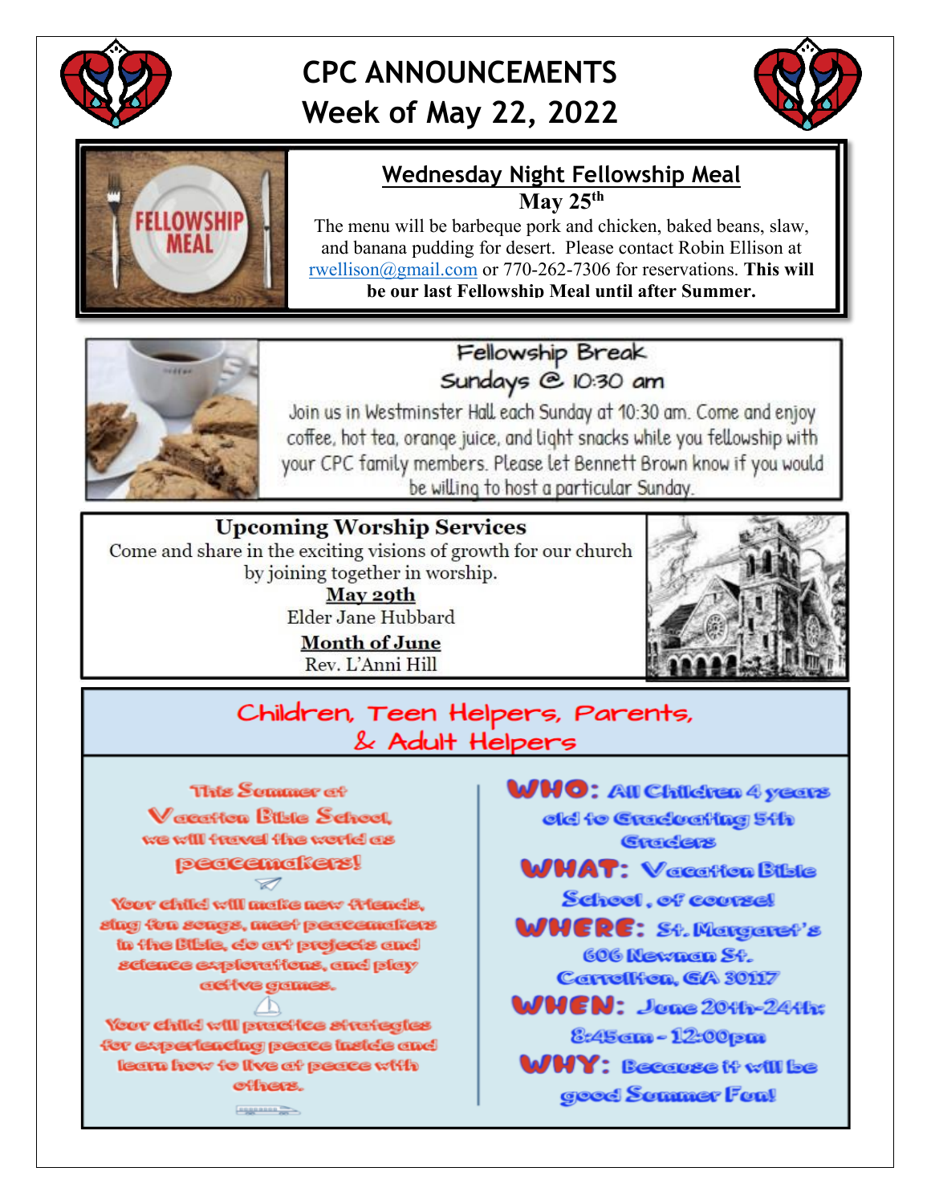# CPC ANNOUNCEMENTS
# Week of May 22, 2022

## Wednesday Night Fellowship Meal

**May 25th**

The menu will be barbeque pork and chicken, baked beans, slaw, and banana pudding for desert. Please contact Robin Ellison at rwellison@gmail.com or 770-262-7306 for reservations. **This will be our last Fellowship Meal until after Summer.**

## Fellowship Break
## Sundays @ 10:30 am

Join us in Westminster Hall each Sunday at 10:30 am. Come and enjoy coffee, hot tea, orange juice, and light snacks while you fellowship with your CPC family members. Please let Bennett Brown know if you would be willing to host a particular Sunday.

## Upcoming Worship Services

Come and share in the exciting visions of growth for our church by joining together in worship.

**May 29th**
Elder Jane Hubbard

**Month of June**
Rev. L'Anni Hill

## Children, Teen Helpers, Parents, & Adult Helpers

This Summer at Vacation Bible School, we will travel the world as peacemakers!

Your child will make new friends, sing fun songs, meet peacemakers in the Bible, do art projects and science explorations, and play active games.

Your child will practice strategies for experiencing peace inside and learn how to live at peace with others.

**WHO:** All Children 4 years old to Graduating 5th Graders

**WHAT:** Vacation Bible School, of course!

**WHERE:** St. Margaret's 606 Newnan St. Carrollton, GA 30117

**WHEN:** June 20th-24th: 8:45am - 12:00pm

**WHY:** Because it will be good Summer Fun!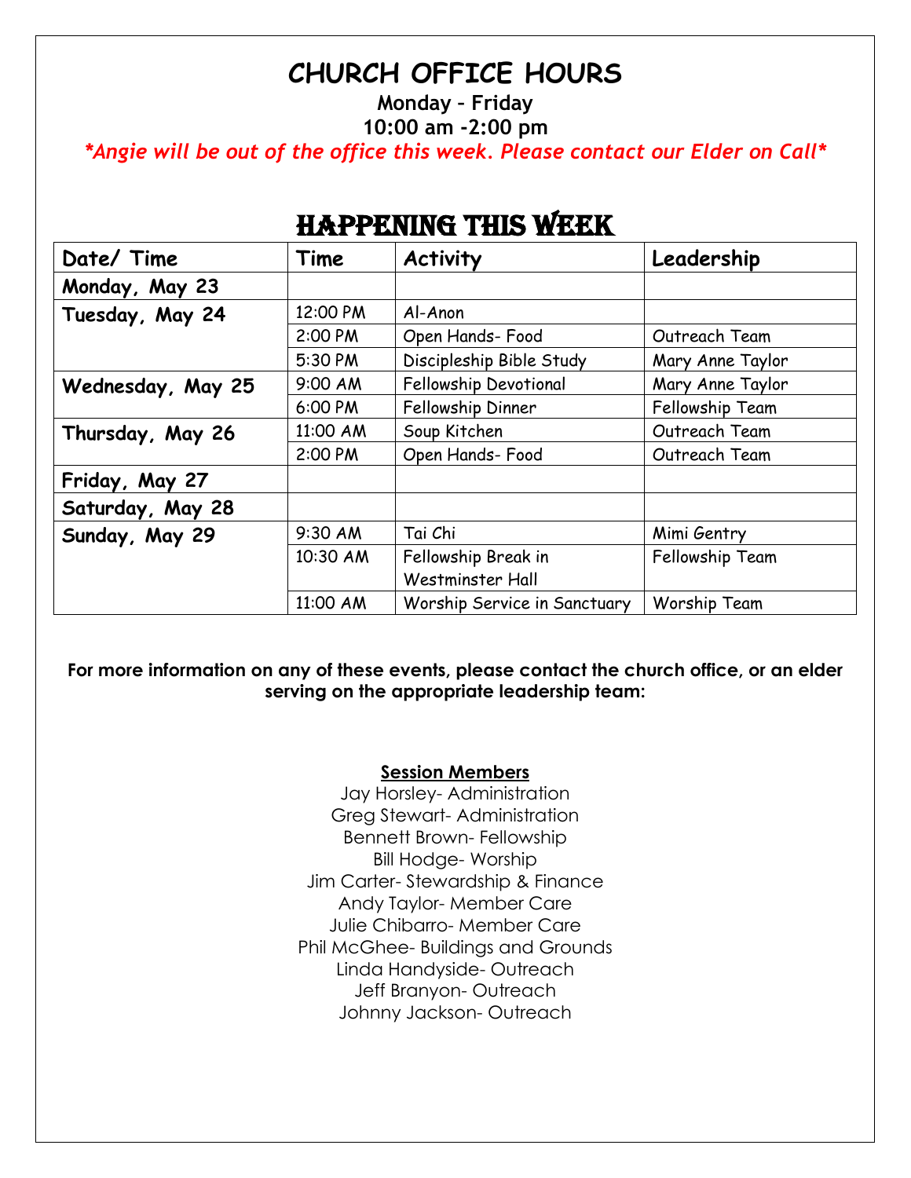# CHURCH OFFICE HOURS

**Monday – Friday**

**10:00 am -2:00 pm**

***Angie will be out of the office this week. Please contact our Elder on Call***

## HAPPENING THIS WEEK

| Date/ Time | Time | Activity | Leadership |
|---|---|---|---|
| **Monday, May 23** | | | |
| **Tuesday, May 24** | 12:00 PM | Al-Anon | |
| | 2:00 PM | Open Hands- Food | Outreach Team |
| | 5:30 PM | Discipleship Bible Study | Mary Anne Taylor |
| **Wednesday, May 25** | 9:00 AM | Fellowship Devotional | Mary Anne Taylor |
| | 6:00 PM | Fellowship Dinner | Fellowship Team |
| **Thursday, May 26** | 11:00 AM | Soup Kitchen | Outreach Team |
| | 2:00 PM | Open Hands- Food | Outreach Team |
| **Friday, May 27** | | | |
| **Saturday, May 28** | | | |
| **Sunday, May 29** | 9:30 AM | Tai Chi | Mimi Gentry |
| | 10:30 AM | Fellowship Break in Westminster Hall | Fellowship Team |
| | 11:00 AM | Worship Service in Sanctuary | Worship Team |

**For more information on any of these events, please contact the church office, or an elder serving on the appropriate leadership team:**

**Session Members**

Jay Horsley- Administration
Greg Stewart- Administration
Bennett Brown- Fellowship
Bill Hodge- Worship
Jim Carter- Stewardship & Finance
Andy Taylor- Member Care
Julie Chibarro- Member Care
Phil McGhee- Buildings and Grounds
Linda Handyside- Outreach
Jeff Branyon- Outreach
Johnny Jackson- Outreach